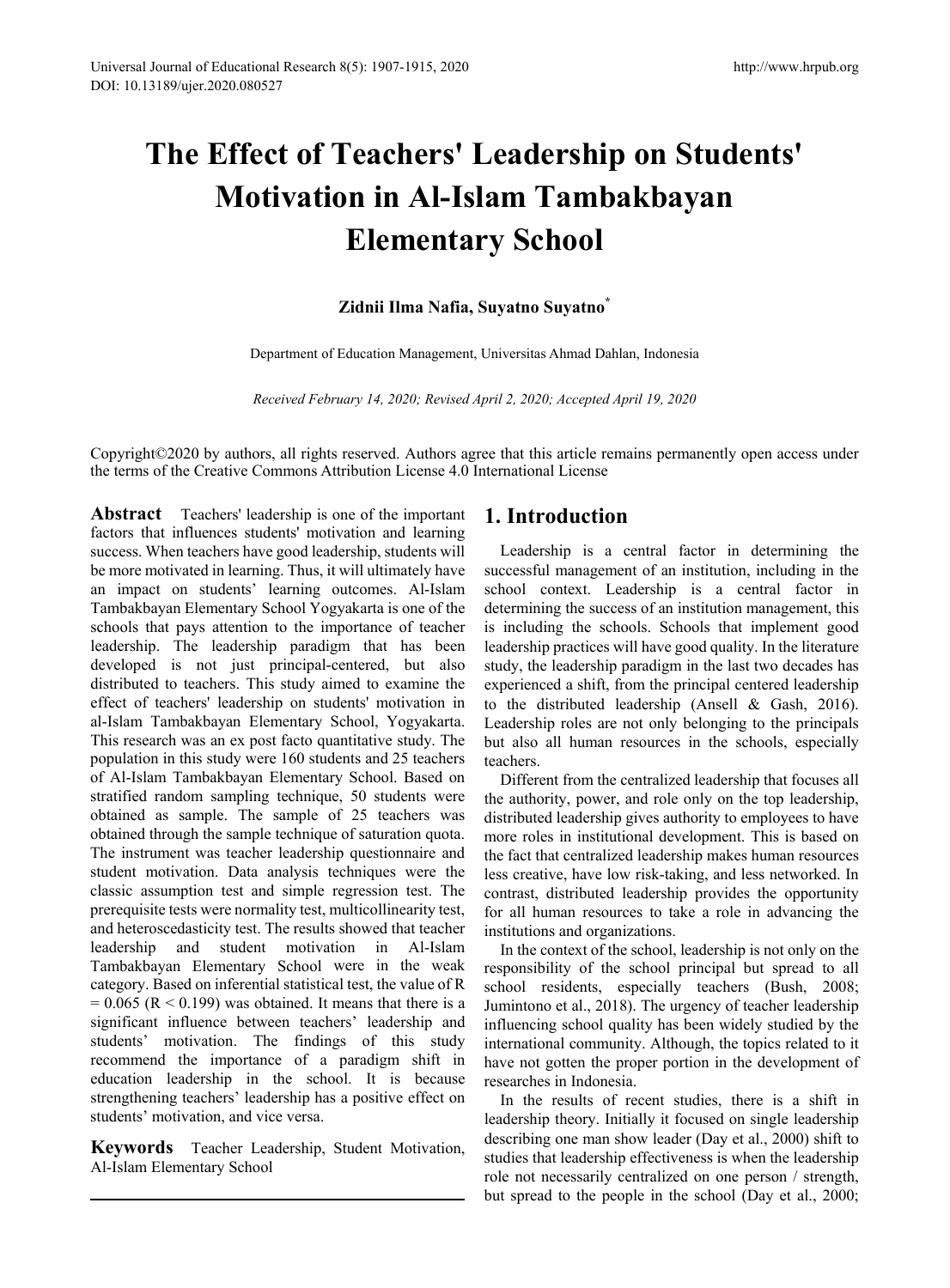# The Effect of Teachers' Leadership on Students' Motivation in Al-Islam Tambakbayan Elementary School

**Zidnii Ilma Nafia, Suyatno Suyatno***

Department of Education Management, Universitas Ahmad Dahlan, Indonesia

*Received February 14, 2020; Revised April 2, 2020; Accepted April 19, 2020*

Copyright©2020 by authors, all rights reserved. Authors agree that this article remains permanently open access under the terms of the Creative Commons Attribution License 4.0 International License

**Abstract** Teachers' leadership is one of the important factors that influences students' motivation and learning success. When teachers have good leadership, students will be more motivated in learning. Thus, it will ultimately have an impact on students' learning outcomes. Al-Islam Tambakbayan Elementary School Yogyakarta is one of the schools that pays attention to the importance of teacher leadership. The leadership paradigm that has been developed is not just principal-centered, but also distributed to teachers. This study aimed to examine the effect of teachers' leadership on students' motivation in al-Islam Tambakbayan Elementary School, Yogyakarta. This research was an ex post facto quantitative study. The population in this study were 160 students and 25 teachers of Al-Islam Tambakbayan Elementary School. Based on stratified random sampling technique, 50 students were obtained as sample. The sample of 25 teachers was obtained through the sample technique of saturation quota. The instrument was teacher leadership questionnaire and student motivation. Data analysis techniques were the classic assumption test and simple regression test. The prerequisite tests were normality test, multicollinearity test, and heteroscedasticity test. The results showed that teacher leadership and student motivation in Al-Islam Tambakbayan Elementary School were in the weak category. Based on inferential statistical test, the value of R = 0.065 (R < 0.199) was obtained. It means that there is a significant influence between teachers' leadership and students' motivation. The findings of this study recommend the importance of a paradigm shift in education leadership in the school. It is because strengthening teachers' leadership has a positive effect on students' motivation, and vice versa.

**Keywords** Teacher Leadership, Student Motivation, Al-Islam Elementary School

## 1. Introduction

Leadership is a central factor in determining the successful management of an institution, including in the school context. Leadership is a central factor in determining the success of an institution management, this is including the schools. Schools that implement good leadership practices will have good quality. In the literature study, the leadership paradigm in the last two decades has experienced a shift, from the principal centered leadership to the distributed leadership (Ansell & Gash, 2016). Leadership roles are not only belonging to the principals but also all human resources in the schools, especially teachers.

Different from the centralized leadership that focuses all the authority, power, and role only on the top leadership, distributed leadership gives authority to employees to have more roles in institutional development. This is based on the fact that centralized leadership makes human resources less creative, have low risk-taking, and less networked. In contrast, distributed leadership provides the opportunity for all human resources to take a role in advancing the institutions and organizations.

In the context of the school, leadership is not only on the responsibility of the school principal but spread to all school residents, especially teachers (Bush, 2008; Jumintono et al., 2018). The urgency of teacher leadership influencing school quality has been widely studied by the international community. Although, the topics related to it have not gotten the proper portion in the development of researches in Indonesia.

In the results of recent studies, there is a shift in leadership theory. Initially it focused on single leadership describing one man show leader (Day et al., 2000) shift to studies that leadership effectiveness is when the leadership role not necessarily centralized on one person / strength, but spread to the people in the school (Day et al., 2000;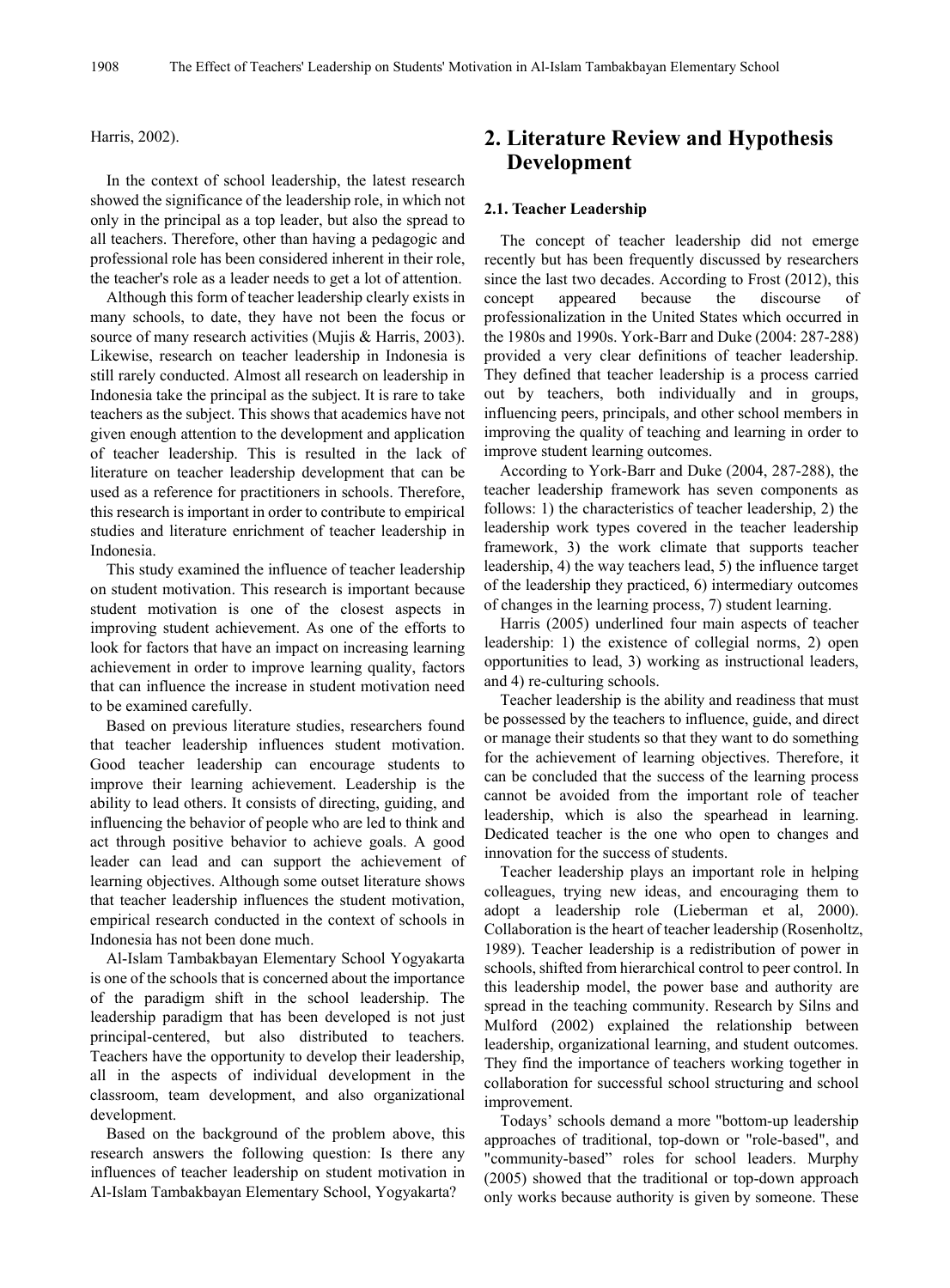Harris, 2002).

In the context of school leadership, the latest research showed the significance of the leadership role, in which not only in the principal as a top leader, but also the spread to all teachers. Therefore, other than having a pedagogic and professional role has been considered inherent in their role, the teacher's role as a leader needs to get a lot of attention.

Although this form of teacher leadership clearly exists in many schools, to date, they have not been the focus or source of many research activities (Mujis & Harris, 2003). Likewise, research on teacher leadership in Indonesia is still rarely conducted. Almost all research on leadership in Indonesia take the principal as the subject. It is rare to take teachers as the subject. This shows that academics have not given enough attention to the development and application of teacher leadership. This is resulted in the lack of literature on teacher leadership development that can be used as a reference for practitioners in schools. Therefore, this research is important in order to contribute to empirical studies and literature enrichment of teacher leadership in Indonesia.

This study examined the influence of teacher leadership on student motivation. This research is important because student motivation is one of the closest aspects in improving student achievement. As one of the efforts to look for factors that have an impact on increasing learning achievement in order to improve learning quality, factors that can influence the increase in student motivation need to be examined carefully.

Based on previous literature studies, researchers found that teacher leadership influences student motivation. Good teacher leadership can encourage students to improve their learning achievement. Leadership is the ability to lead others. It consists of directing, guiding, and influencing the behavior of people who are led to think and act through positive behavior to achieve goals. A good leader can lead and can support the achievement of learning objectives. Although some outset literature shows that teacher leadership influences the student motivation, empirical research conducted in the context of schools in Indonesia has not been done much.

Al-Islam Tambakbayan Elementary School Yogyakarta is one of the schools that is concerned about the importance of the paradigm shift in the school leadership. The leadership paradigm that has been developed is not just principal-centered, but also distributed to teachers. Teachers have the opportunity to develop their leadership, all in the aspects of individual development in the classroom, team development, and also organizational development.

Based on the background of the problem above, this research answers the following question: Is there any influences of teacher leadership on student motivation in Al-Islam Tambakbayan Elementary School, Yogyakarta?

# 2. Literature Review and Hypothesis Development

### 2.1. Teacher Leadership

The concept of teacher leadership did not emerge recently but has been frequently discussed by researchers since the last two decades. According to Frost (2012), this concept appeared because the discourse of professionalization in the United States which occurred in the 1980s and 1990s. York-Barr and Duke (2004: 287-288) provided a very clear definitions of teacher leadership. They defined that teacher leadership is a process carried out by teachers, both individually and in groups, influencing peers, principals, and other school members in improving the quality of teaching and learning in order to improve student learning outcomes.

According to York-Barr and Duke (2004, 287-288), the teacher leadership framework has seven components as follows: 1) the characteristics of teacher leadership, 2) the leadership work types covered in the teacher leadership framework, 3) the work climate that supports teacher leadership, 4) the way teachers lead, 5) the influence target of the leadership they practiced, 6) intermediary outcomes of changes in the learning process, 7) student learning.

Harris (2005) underlined four main aspects of teacher leadership: 1) the existence of collegial norms, 2) open opportunities to lead, 3) working as instructional leaders, and 4) re-culturing schools.

Teacher leadership is the ability and readiness that must be possessed by the teachers to influence, guide, and direct or manage their students so that they want to do something for the achievement of learning objectives. Therefore, it can be concluded that the success of the learning process cannot be avoided from the important role of teacher leadership, which is also the spearhead in learning. Dedicated teacher is the one who open to changes and innovation for the success of students.

Teacher leadership plays an important role in helping colleagues, trying new ideas, and encouraging them to adopt a leadership role (Lieberman et al, 2000). Collaboration is the heart of teacher leadership (Rosenholtz, 1989). Teacher leadership is a redistribution of power in schools, shifted from hierarchical control to peer control. In this leadership model, the power base and authority are spread in the teaching community. Research by Silns and Mulford (2002) explained the relationship between leadership, organizational learning, and student outcomes. They find the importance of teachers working together in collaboration for successful school structuring and school improvement.

Todays' schools demand a more "bottom-up leadership approaches of traditional, top-down or "role-based", and "community-based" roles for school leaders. Murphy (2005) showed that the traditional or top-down approach only works because authority is given by someone. These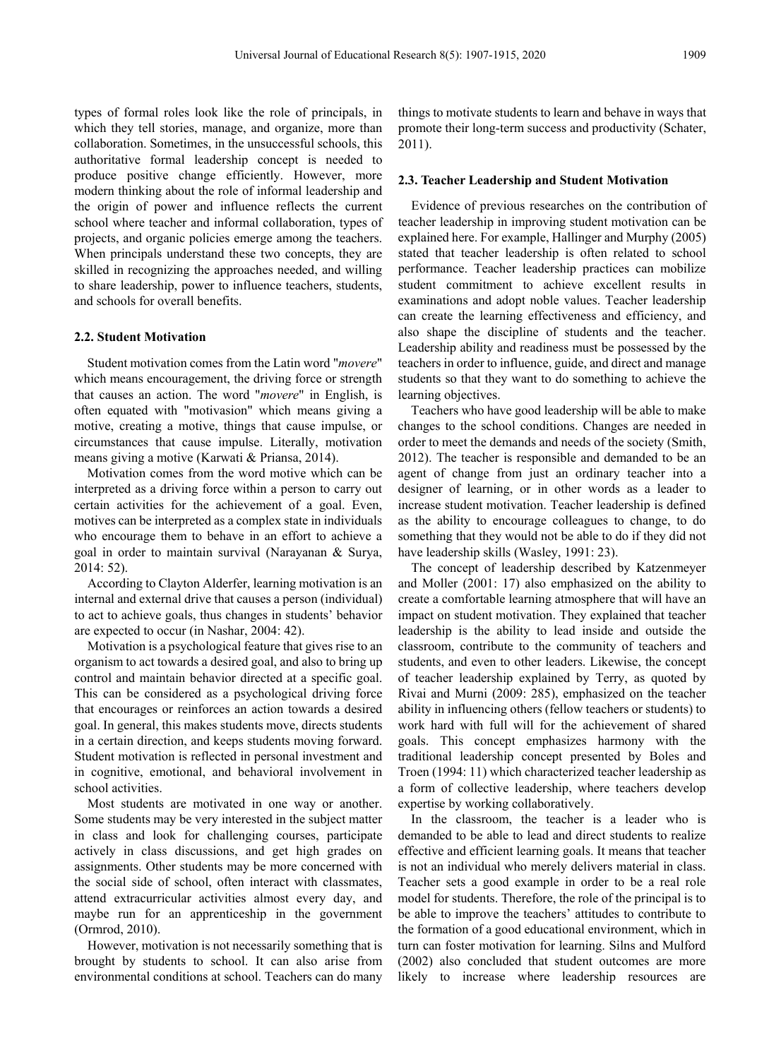types of formal roles look like the role of principals, in which they tell stories, manage, and organize, more than collaboration. Sometimes, in the unsuccessful schools, this authoritative formal leadership concept is needed to produce positive change efficiently. However, more modern thinking about the role of informal leadership and the origin of power and influence reflects the current school where teacher and informal collaboration, types of projects, and organic policies emerge among the teachers. When principals understand these two concepts, they are skilled in recognizing the approaches needed, and willing to share leadership, power to influence teachers, students, and schools for overall benefits.

### 2.2. Student Motivation

Student motivation comes from the Latin word "*movere*" which means encouragement, the driving force or strength that causes an action. The word "*movere*" in English, is often equated with "motivasion" which means giving a motive, creating a motive, things that cause impulse, or circumstances that cause impulse. Literally, motivation means giving a motive (Karwati & Priansa, 2014).

Motivation comes from the word motive which can be interpreted as a driving force within a person to carry out certain activities for the achievement of a goal. Even, motives can be interpreted as a complex state in individuals who encourage them to behave in an effort to achieve a goal in order to maintain survival (Narayanan & Surya, 2014: 52).

According to Clayton Alderfer, learning motivation is an internal and external drive that causes a person (individual) to act to achieve goals, thus changes in students' behavior are expected to occur (in Nashar, 2004: 42).

Motivation is a psychological feature that gives rise to an organism to act towards a desired goal, and also to bring up control and maintain behavior directed at a specific goal. This can be considered as a psychological driving force that encourages or reinforces an action towards a desired goal. In general, this makes students move, directs students in a certain direction, and keeps students moving forward. Student motivation is reflected in personal investment and in cognitive, emotional, and behavioral involvement in school activities.

Most students are motivated in one way or another. Some students may be very interested in the subject matter in class and look for challenging courses, participate actively in class discussions, and get high grades on assignments. Other students may be more concerned with the social side of school, often interact with classmates, attend extracurricular activities almost every day, and maybe run for an apprenticeship in the government (Ormrod, 2010).

However, motivation is not necessarily something that is brought by students to school. It can also arise from environmental conditions at school. Teachers can do many things to motivate students to learn and behave in ways that promote their long-term success and productivity (Schater, 2011).

### 2.3. Teacher Leadership and Student Motivation

Evidence of previous researches on the contribution of teacher leadership in improving student motivation can be explained here. For example, Hallinger and Murphy (2005) stated that teacher leadership is often related to school performance. Teacher leadership practices can mobilize student commitment to achieve excellent results in examinations and adopt noble values. Teacher leadership can create the learning effectiveness and efficiency, and also shape the discipline of students and the teacher. Leadership ability and readiness must be possessed by the teachers in order to influence, guide, and direct and manage students so that they want to do something to achieve the learning objectives.

Teachers who have good leadership will be able to make changes to the school conditions. Changes are needed in order to meet the demands and needs of the society (Smith, 2012). The teacher is responsible and demanded to be an agent of change from just an ordinary teacher into a designer of learning, or in other words as a leader to increase student motivation. Teacher leadership is defined as the ability to encourage colleagues to change, to do something that they would not be able to do if they did not have leadership skills (Wasley, 1991: 23).

The concept of leadership described by Katzenmeyer and Moller (2001: 17) also emphasized on the ability to create a comfortable learning atmosphere that will have an impact on student motivation. They explained that teacher leadership is the ability to lead inside and outside the classroom, contribute to the community of teachers and students, and even to other leaders. Likewise, the concept of teacher leadership explained by Terry, as quoted by Rivai and Murni (2009: 285), emphasized on the teacher ability in influencing others (fellow teachers or students) to work hard with full will for the achievement of shared goals. This concept emphasizes harmony with the traditional leadership concept presented by Boles and Troen (1994: 11) which characterized teacher leadership as a form of collective leadership, where teachers develop expertise by working collaboratively.

In the classroom, the teacher is a leader who is demanded to be able to lead and direct students to realize effective and efficient learning goals. It means that teacher is not an individual who merely delivers material in class. Teacher sets a good example in order to be a real role model for students. Therefore, the role of the principal is to be able to improve the teachers' attitudes to contribute to the formation of a good educational environment, which in turn can foster motivation for learning. Silns and Mulford (2002) also concluded that student outcomes are more likely to increase where leadership resources are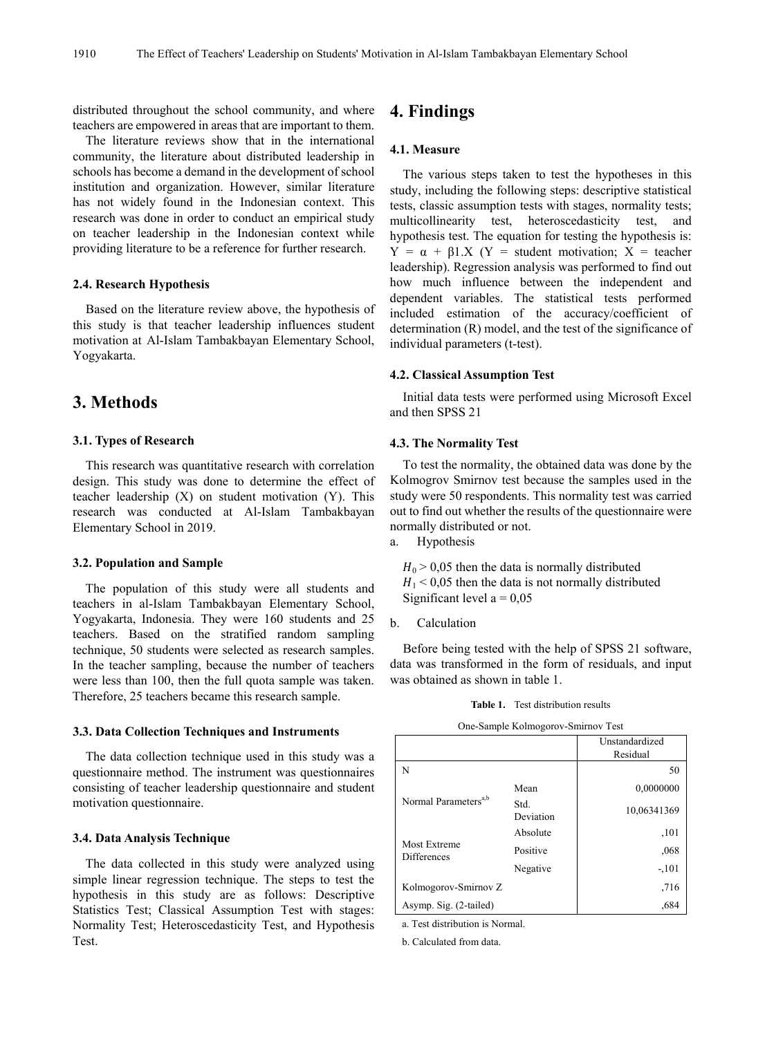distributed throughout the school community, and where teachers are empowered in areas that are important to them.

The literature reviews show that in the international community, the literature about distributed leadership in schools has become a demand in the development of school institution and organization. However, similar literature has not widely found in the Indonesian context. This research was done in order to conduct an empirical study on teacher leadership in the Indonesian context while providing literature to be a reference for further research.

### 2.4. Research Hypothesis

Based on the literature review above, the hypothesis of this study is that teacher leadership influences student motivation at Al-Islam Tambakbayan Elementary School, Yogyakarta.

## 3. Methods

### 3.1. Types of Research

This research was quantitative research with correlation design. This study was done to determine the effect of teacher leadership (X) on student motivation (Y). This research was conducted at Al-Islam Tambakbayan Elementary School in 2019.

### 3.2. Population and Sample

The population of this study were all students and teachers in al-Islam Tambakbayan Elementary School, Yogyakarta, Indonesia. They were 160 students and 25 teachers. Based on the stratified random sampling technique, 50 students were selected as research samples. In the teacher sampling, because the number of teachers were less than 100, then the full quota sample was taken. Therefore, 25 teachers became this research sample.

### 3.3. Data Collection Techniques and Instruments

The data collection technique used in this study was a questionnaire method. The instrument was questionnaires consisting of teacher leadership questionnaire and student motivation questionnaire.

### 3.4. Data Analysis Technique

The data collected in this study were analyzed using simple linear regression technique. The steps to test the hypothesis in this study are as follows: Descriptive Statistics Test; Classical Assumption Test with stages: Normality Test; Heteroscedasticity Test, and Hypothesis Test.

## 4. Findings

### 4.1. Measure

The various steps taken to test the hypotheses in this study, including the following steps: descriptive statistical tests, classic assumption tests with stages, normality tests; multicollinearity test, heteroscedasticity test, and hypothesis test. The equation for testing the hypothesis is: $Y = \alpha + \beta 1.X$ (Y = student motivation; X = teacher leadership). Regression analysis was performed to find out how much influence between the independent and dependent variables. The statistical tests performed included estimation of the accuracy/coefficient of determination (R) model, and the test of the significance of individual parameters (t-test).

### 4.2. Classical Assumption Test

Initial data tests were performed using Microsoft Excel and then SPSS 21

### 4.3. The Normality Test

To test the normality, the obtained data was done by the Kolmogrov Smirnov test because the samples used in the study were 50 respondents. This normality test was carried out to find out whether the results of the questionnaire were normally distributed or not.

a. Hypothesis

$H_0 > 0{,}05$ then the data is normally distributed
$H_1 < 0{,}05$ then the data is not normally distributed
Significant level a = 0,05

b. Calculation

Before being tested with the help of SPSS 21 software, data was transformed in the form of residuals, and input was obtained as shown in table 1.

**Table 1.** Test distribution results

One-Sample Kolmogorov-Smirnov Test

| | | Unstandardized Residual |
|---|---|---|
| N | | 50 |
| Normal Parameters[a,b] | Mean | 0,0000000 |
| | Std. Deviation | 10,06341369 |
| Most Extreme Differences | Absolute | ,101 |
| | Positive | ,068 |
| | Negative | -,101 |
| Kolmogorov-Smirnov Z | | ,716 |
| Asymp. Sig. (2-tailed) | | ,684 |

a. Test distribution is Normal.

b. Calculated from data.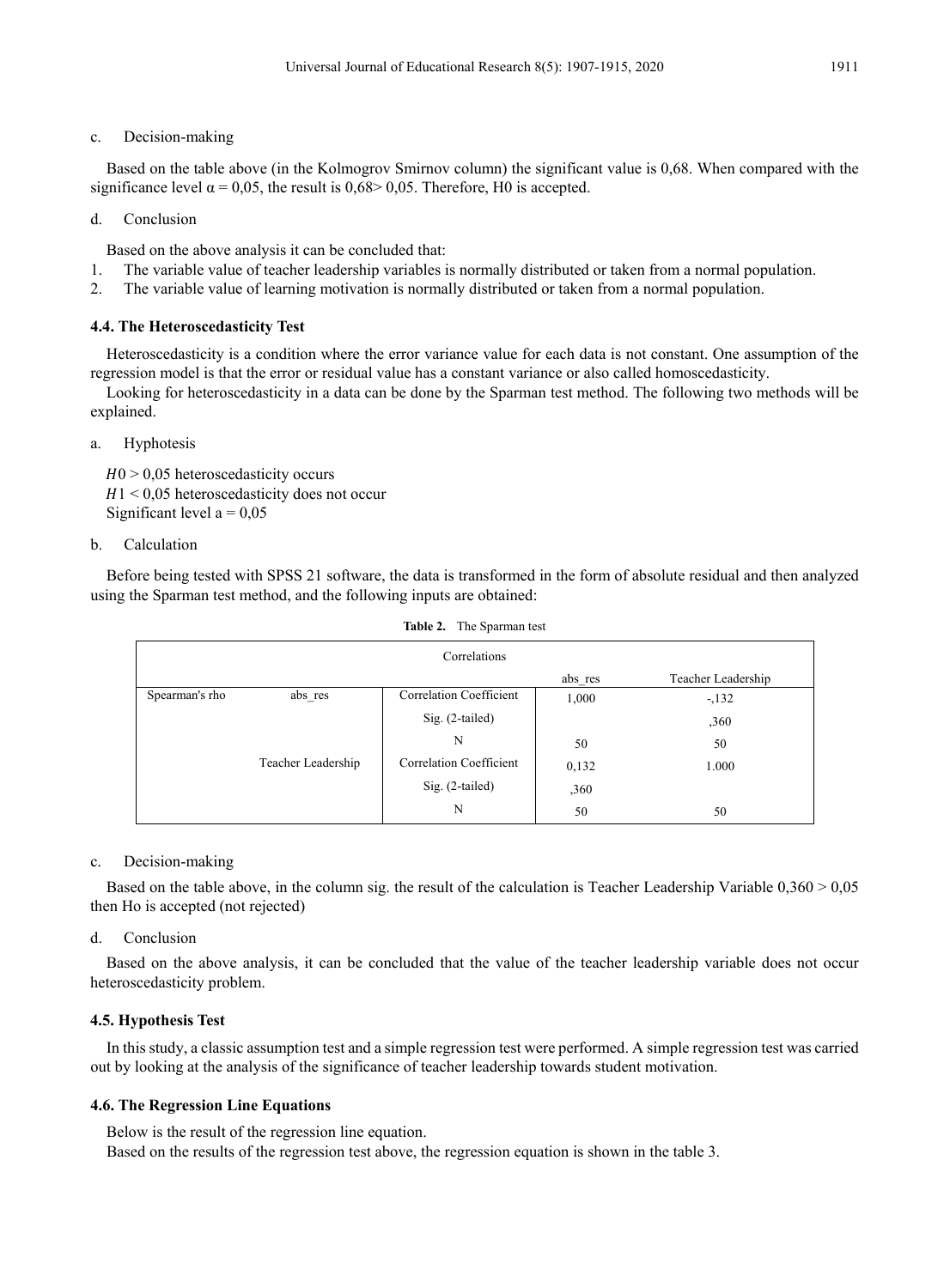c. Decision-making

Based on the table above (in the Kolmogrov Smirnov column) the significant value is 0,68. When compared with the significance level α = 0,05, the result is 0,68> 0,05. Therefore, H0 is accepted.

d. Conclusion

Based on the above analysis it can be concluded that:

1. The variable value of teacher leadership variables is normally distributed or taken from a normal population.
2. The variable value of learning motivation is normally distributed or taken from a normal population.

### 4.4. The Heteroscedasticity Test

Heteroscedasticity is a condition where the error variance value for each data is not constant. One assumption of the regression model is that the error or residual value has a constant variance or also called homoscedasticity.

Looking for heteroscedasticity in a data can be done by the Sparman test method. The following two methods will be explained.

a. Hyphotesis

$H0 > 0,05$ heteroscedasticity occurs
$H1 < 0,05$ heteroscedasticity does not occur
Significant level a = 0,05

b. Calculation

Before being tested with SPSS 21 software, the data is transformed in the form of absolute residual and then analyzed using the Sparman test method, and the following inputs are obtained:

**Table 2.** The Sparman test

| Correlations | | | | |
|---|---|---|---|---|
| | | | abs_res | Teacher Leadership |
| Spearman's rho | abs_res | Correlation Coefficient | 1,000 | -,132 |
| | | Sig. (2-tailed) | | ,360 |
| | | N | 50 | 50 |
| | Teacher Leadership | Correlation Coefficient | 0,132 | 1.000 |
| | | Sig. (2-tailed) | ,360 | |
| | | N | 50 | 50 |

c. Decision-making

Based on the table above, in the column sig. the result of the calculation is Teacher Leadership Variable 0,360 > 0,05 then Ho is accepted (not rejected)

d. Conclusion

Based on the above analysis, it can be concluded that the value of the teacher leadership variable does not occur heteroscedasticity problem.

### 4.5. Hypothesis Test

In this study, a classic assumption test and a simple regression test were performed. A simple regression test was carried out by looking at the analysis of the significance of teacher leadership towards student motivation.

### 4.6. The Regression Line Equations

Below is the result of the regression line equation.

Based on the results of the regression test above, the regression equation is shown in the table 3.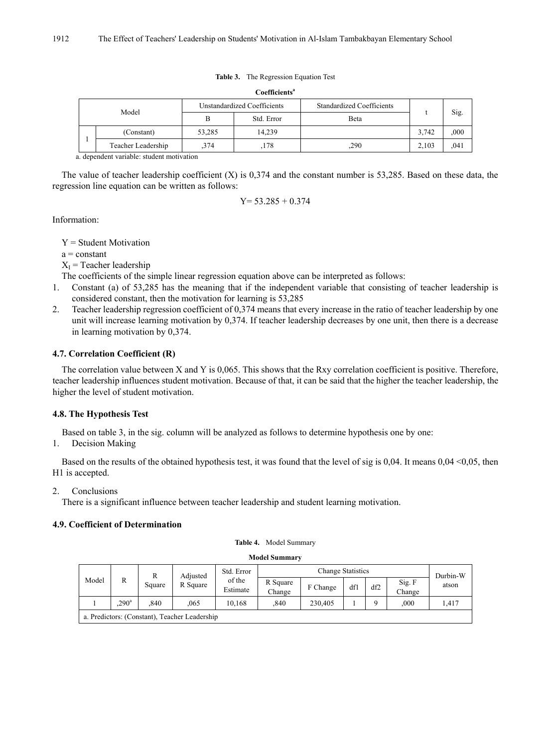**Table 3.** The Regression Equation Test

**Coefficients**[a]

| Model | | Unstandardized Coefficients | | Standardized Coefficients | t | Sig. |
|---|---|---|---|---|---|---|
| | | B | Std. Error | Beta | | |
| 1 | (Constant) | 53,285 | 14,239 | | 3,742 | ,000 |
| | Teacher Leadership | ,374 | ,178 | ,290 | 2,103 | ,041 |

a. dependent variable: student motivation

The value of teacher leadership coefficient (X) is 0,374 and the constant number is 53,285. Based on these data, the regression line equation can be written as follows:

$$Y= 53.285 + 0.374$$

Information:

Y = Student Motivation

a = constant

$X_1$ = Teacher leadership

The coefficients of the simple linear regression equation above can be interpreted as follows:

1. Constant (a) of 53,285 has the meaning that if the independent variable that consisting of teacher leadership is considered constant, then the motivation for learning is 53,285
2. Teacher leadership regression coefficient of 0,374 means that every increase in the ratio of teacher leadership by one unit will increase learning motivation by 0,374. If teacher leadership decreases by one unit, then there is a decrease in learning motivation by 0,374.

### 4.7. Correlation Coefficient (R)

The correlation value between X and Y is 0,065. This shows that the Rxy correlation coefficient is positive. Therefore, teacher leadership influences student motivation. Because of that, it can be said that the higher the teacher leadership, the higher the level of student motivation.

### 4.8. The Hypothesis Test

Based on table 3, in the sig. column will be analyzed as follows to determine hypothesis one by one:

1. Decision Making

Based on the results of the obtained hypothesis test, it was found that the level of sig is 0,04. It means 0,04 <0,05, then H1 is accepted.

2. Conclusions

There is a significant influence between teacher leadership and student learning motivation.

### 4.9. Coefficient of Determination

**Table 4.** Model Summary

**Model Summary**

| Model | R | R Square | Adjusted R Square | Std. Error of the Estimate | Change Statistics | | | | | Durbin-Watson |
|---|---|---|---|---|---|---|---|---|---|---|
| | | | | | R Square Change | F Change | df1 | df2 | Sig. F Change | |
| 1 | ,290[a] | ,840 | ,065 | 10,168 | ,840 | 230,405 | 1 | 9 | ,000 | 1,417 |

a. Predictors: (Constant), Teacher Leadership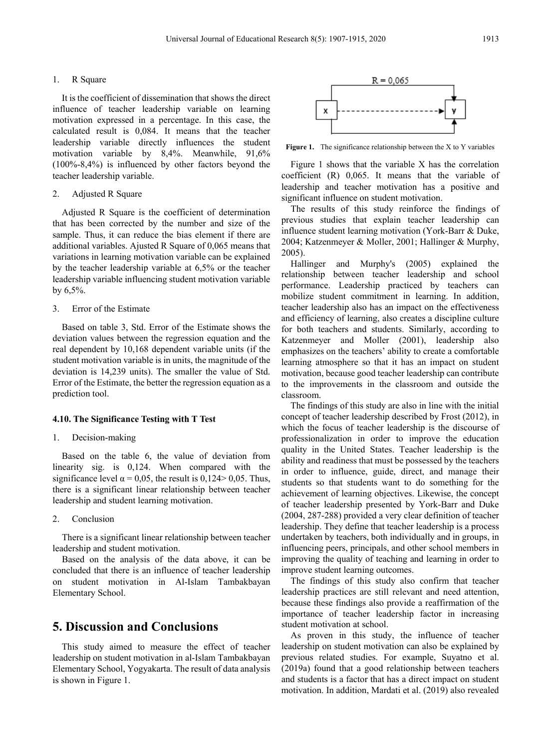1. R Square

It is the coefficient of dissemination that shows the direct influence of teacher leadership variable on learning motivation expressed in a percentage. In this case, the calculated result is 0,084. It means that the teacher leadership variable directly influences the student motivation variable by 8,4%. Meanwhile, 91,6% (100%-8,4%) is influenced by other factors beyond the teacher leadership variable.

2. Adjusted R Square

Adjusted R Square is the coefficient of determination that has been corrected by the number and size of the sample. Thus, it can reduce the bias element if there are additional variables. Ajusted R Square of 0,065 means that variations in learning motivation variable can be explained by the teacher leadership variable at 6,5% or the teacher leadership variable influencing student motivation variable by 6,5%.

3. Error of the Estimate

Based on table 3, Std. Error of the Estimate shows the deviation values between the regression equation and the real dependent by 10,168 dependent variable units (if the student motivation variable is in units, the magnitude of the deviation is 14,239 units). The smaller the value of Std. Error of the Estimate, the better the regression equation as a prediction tool.

#### 4.10. The Significance Testing with T Test

1. Decision-making

Based on the table 6, the value of deviation from linearity sig. is 0,124. When compared with the significance level α = 0,05, the result is 0,124> 0,05. Thus, there is a significant linear relationship between teacher leadership and student learning motivation.

2. Conclusion

There is a significant linear relationship between teacher leadership and student motivation.

Based on the analysis of the data above, it can be concluded that there is an influence of teacher leadership on student motivation in Al-Islam Tambakbayan Elementary School.

## 5. Discussion and Conclusions

This study aimed to measure the effect of teacher leadership on student motivation in al-Islam Tambakbayan Elementary School, Yogyakarta. The result of data analysis is shown in Figure 1.

R = 0,065

x → y

**Figure 1.** The significance relationship between the X to Y variables

Figure 1 shows that the variable X has the correlation coefficient (R) 0,065. It means that the variable of leadership and teacher motivation has a positive and significant influence on student motivation.

The results of this study reinforce the findings of previous studies that explain teacher leadership can influence student learning motivation (York-Barr & Duke, 2004; Katzenmeyer & Moller, 2001; Hallinger & Murphy, 2005).

Hallinger and Murphy's (2005) explained the relationship between teacher leadership and school performance. Leadership practiced by teachers can mobilize student commitment in learning. In addition, teacher leadership also has an impact on the effectiveness and efficiency of learning, also creates a discipline culture for both teachers and students. Similarly, according to Katzenmeyer and Moller (2001), leadership also emphasizes on the teachers' ability to create a comfortable learning atmosphere so that it has an impact on student motivation, because good teacher leadership can contribute to the improvements in the classroom and outside the classroom.

The findings of this study are also in line with the initial concept of teacher leadership described by Frost (2012), in which the focus of teacher leadership is the discourse of professionalization in order to improve the education quality in the United States. Teacher leadership is the ability and readiness that must be possessed by the teachers in order to influence, guide, direct, and manage their students so that students want to do something for the achievement of learning objectives. Likewise, the concept of teacher leadership presented by York-Barr and Duke (2004, 287-288) provided a very clear definition of teacher leadership. They define that teacher leadership is a process undertaken by teachers, both individually and in groups, in influencing peers, principals, and other school members in improving the quality of teaching and learning in order to improve student learning outcomes.

The findings of this study also confirm that teacher leadership practices are still relevant and need attention, because these findings also provide a reaffirmation of the importance of teacher leadership factor in increasing student motivation at school.

As proven in this study, the influence of teacher leadership on student motivation can also be explained by previous related studies. For example, Suyatno et al. (2019a) found that a good relationship between teachers and students is a factor that has a direct impact on student motivation. In addition, Mardati et al. (2019) also revealed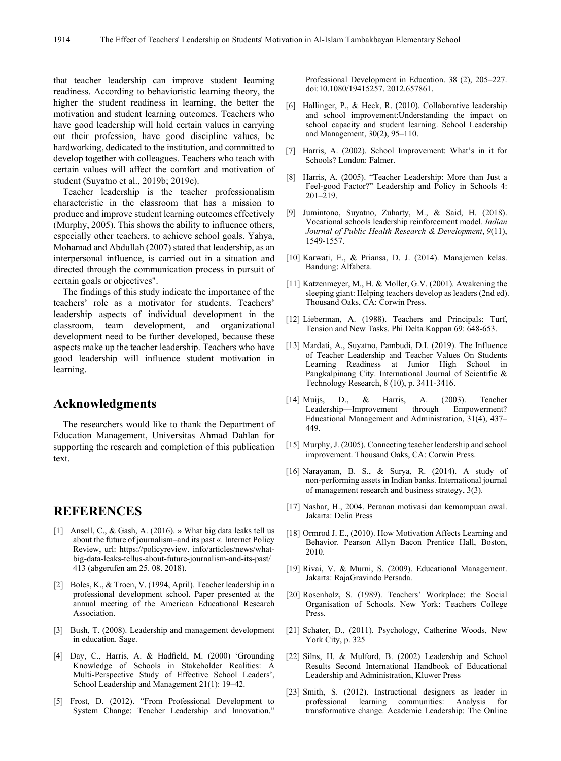that teacher leadership can improve student learning readiness. According to behavioristic learning theory, the higher the student readiness in learning, the better the motivation and student learning outcomes. Teachers who have good leadership will hold certain values in carrying out their profession, have good discipline values, be hardworking, dedicated to the institution, and committed to develop together with colleagues. Teachers who teach with certain values will affect the comfort and motivation of student (Suyatno et al., 2019b; 2019c).

Teacher leadership is the teacher professionalism characteristic in the classroom that has a mission to produce and improve student learning outcomes effectively (Murphy, 2005). This shows the ability to influence others, especially other teachers, to achieve school goals. Yahya, Mohamad and Abdullah (2007) stated that leadership, as an interpersonal influence, is carried out in a situation and directed through the communication process in pursuit of certain goals or objectives".

The findings of this study indicate the importance of the teachers' role as a motivator for students. Teachers' leadership aspects of individual development in the classroom, team development, and organizational development need to be further developed, because these aspects make up the teacher leadership. Teachers who have good leadership will influence student motivation in learning.

## Acknowledgments

The researchers would like to thank the Department of Education Management, Universitas Ahmad Dahlan for supporting the research and completion of this publication text.

## REFERENCES

[1] Ansell, C., & Gash, A. (2016). » What big data leaks tell us about the future of journalism–and its past «. Internet Policy Review, url: https://policyreview. info/articles/news/what-big-data-leaks-tellus-about-future-journalism-and-its-past/ 413 (abgerufen am 25. 08. 2018).

[2] Boles, K., & Troen, V. (1994, April). Teacher leadership in a professional development school. Paper presented at the annual meeting of the American Educational Research Association.

[3] Bush, T. (2008). Leadership and management development in education. Sage.

[4] Day, C., Harris, A. & Hadfield, M. (2000) 'Grounding Knowledge of Schools in Stakeholder Realities: A Multi-Perspective Study of Effective School Leaders', School Leadership and Management 21(1): 19–42.

[5] Frost, D. (2012). "From Professional Development to System Change: Teacher Leadership and Innovation." Professional Development in Education. 38 (2), 205–227. doi:10.1080/19415257. 2012.657861.

[6] Hallinger, P., & Heck, R. (2010). Collaborative leadership and school improvement:Understanding the impact on school capacity and student learning. School Leadership and Management, 30(2), 95–110.

[7] Harris, A. (2002). School Improvement: What's in it for Schools? London: Falmer.

[8] Harris, A. (2005). "Teacher Leadership: More than Just a Feel-good Factor?" Leadership and Policy in Schools 4: 201–219.

[9] Jumintono, Suyatno, Zuharty, M., & Said, H. (2018). Vocational schools leadership reinforcement model. *Indian Journal of Public Health Research & Development*, *9*(11), 1549-1557.

[10] Karwati, E., & Priansa, D. J. (2014). Manajemen kelas. Bandung: Alfabeta.

[11] Katzenmeyer, M., H. & Moller, G.V. (2001). Awakening the sleeping giant: Helping teachers develop as leaders (2nd ed). Thousand Oaks, CA: Corwin Press.

[12] Lieberman, A. (1988). Teachers and Principals: Turf, Tension and New Tasks. Phi Delta Kappan 69: 648-653.

[13] Mardati, A., Suyatno, Pambudi, D.I. (2019). The Influence of Teacher Leadership and Teacher Values On Students Learning Readiness at Junior High School in Pangkalpinang City. International Journal of Scientific & Technology Research, 8 (10), p. 3411-3416.

[14] Muijs, D., & Harris, A. (2003). Teacher Leadership—Improvement through Empowerment? Educational Management and Administration, 31(4), 437–449.

[15] Murphy, J. (2005). Connecting teacher leadership and school improvement. Thousand Oaks, CA: Corwin Press.

[16] Narayanan, B. S., & Surya, R. (2014). A study of non-performing assets in Indian banks. International journal of management research and business strategy, 3(3).

[17] Nashar, H., 2004. Peranan motivasi dan kemampuan awal. Jakarta: Delia Press

[18] Ormrod J. E., (2010). How Motivation Affects Learning and Behavior. Pearson Allyn Bacon Prentice Hall, Boston, 2010.

[19] Rivai, V. & Murni, S. (2009). Educational Management. Jakarta: RajaGravindo Persada.

[20] Rosenholz, S. (1989). Teachers' Workplace: the Social Organisation of Schools. New York: Teachers College Press.

[21] Schater, D., (2011). Psychology, Catherine Woods, New York City, p. 325

[22] Silns, H. & Mulford, B. (2002) Leadership and School Results Second International Handbook of Educational Leadership and Administration, Kluwer Press

[23] Smith, S. (2012). Instructional designers as leader in professional learning communities: Analysis for transformative change. Academic Leadership: The Online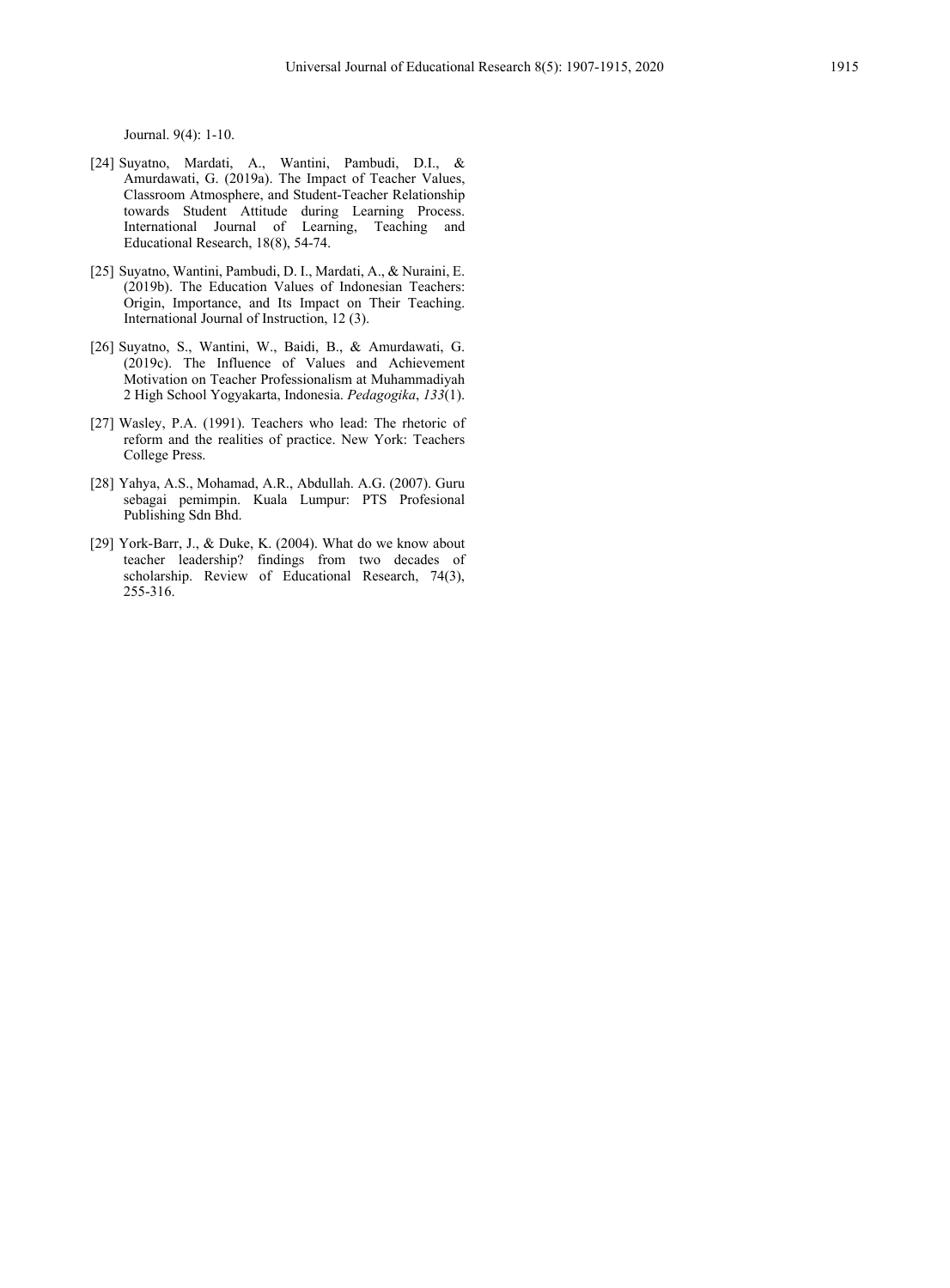Journal. 9(4): 1-10.

[24] Suyatno, Mardati, A., Wantini, Pambudi, D.I., & Amurdawati, G. (2019a). The Impact of Teacher Values, Classroom Atmosphere, and Student-Teacher Relationship towards Student Attitude during Learning Process. International Journal of Learning, Teaching and Educational Research, 18(8), 54-74.

[25] Suyatno, Wantini, Pambudi, D. I., Mardati, A., & Nuraini, E. (2019b). The Education Values of Indonesian Teachers: Origin, Importance, and Its Impact on Their Teaching. International Journal of Instruction, 12 (3).

[26] Suyatno, S., Wantini, W., Baidi, B., & Amurdawati, G. (2019c). The Influence of Values and Achievement Motivation on Teacher Professionalism at Muhammadiyah 2 High School Yogyakarta, Indonesia. *Pedagogika*, *133*(1).

[27] Wasley, P.A. (1991). Teachers who lead: The rhetoric of reform and the realities of practice. New York: Teachers College Press.

[28] Yahya, A.S., Mohamad, A.R., Abdullah. A.G. (2007). Guru sebagai pemimpin. Kuala Lumpur: PTS Profesional Publishing Sdn Bhd.

[29] York-Barr, J., & Duke, K. (2004). What do we know about teacher leadership? findings from two decades of scholarship. Review of Educational Research, 74(3), 255-316.